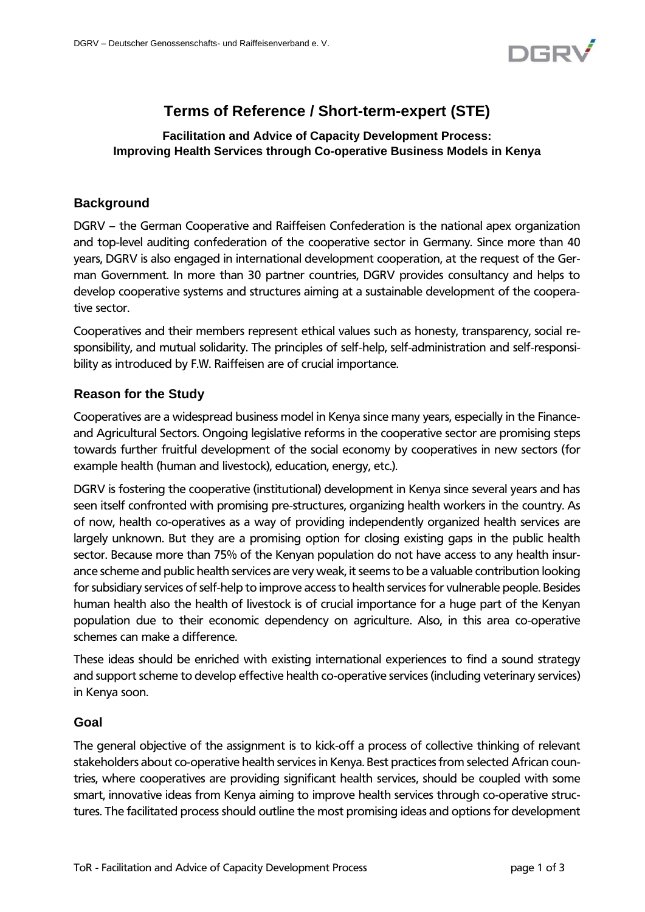# Terms of Reference / Short-term-expert (STE)

**Facilitation and Advice of Capacity Development Process: Improving Health Services through Co-operative Business Models in Kenya**

## Background

DGRV – the German Cooperative and Raiffeisen Confederation is the national apex organization and top-level auditing confederation of the cooperative sector in Germany. Since more than 40 years, DGRV is also engaged in international development cooperation, at the request of the German Government. In more than 30 partner countries, DGRV provides consultancy and helps to develop cooperative systems and structures aiming at a sustainable development of the cooperative sector.

Cooperatives and their members represent ethical values such as honesty, transparency, social responsibility, and mutual solidarity. The principles of self-help, self-administration and self-responsibility as introduced by F.W. Raiffeisen are of crucial importance.

## Reason for the Study

Cooperatives are a widespread business model in Kenya since many years, especially in the Finance- and Agricultural Sectors. Ongoing legislative reforms in the cooperative sector are promising steps towards further fruitful development of the social economy by cooperatives in new sectors (for example health (human and livestock), education, energy, etc.).

DGRV is fostering the cooperative (institutional) development in Kenya since several years and has seen itself confronted with promising pre-structures, organizing health workers in the country. As of now, health co-operatives as a way of providing independently organized health services are largely unknown. But they are a promising option for closing existing gaps in the public health sector. Because more than 75% of the Kenyan population do not have access to any health insurance scheme and public health services are very weak, it seems to be a valuable contribution looking for subsidiary services of self-help to improve access to health services for vulnerable people. Besides human health also the health of livestock is of crucial importance for a huge part of the Kenyan population due to their economic dependency on agriculture. Also, in this area co-operative schemes can make a difference.

These ideas should be enriched with existing international experiences to find a sound strategy and support scheme to develop effective health co-operative services (including veterinary services) in Kenya soon.

## Goal

The general objective of the assignment is to kick-off a process of collective thinking of relevant stakeholders about co-operative health services in Kenya. Best practices from selected African countries, where cooperatives are providing significant health services, should be coupled with some smart, innovative ideas from Kenya aiming to improve health services through co-operative structures. The facilitated process should outline the most promising ideas and options for development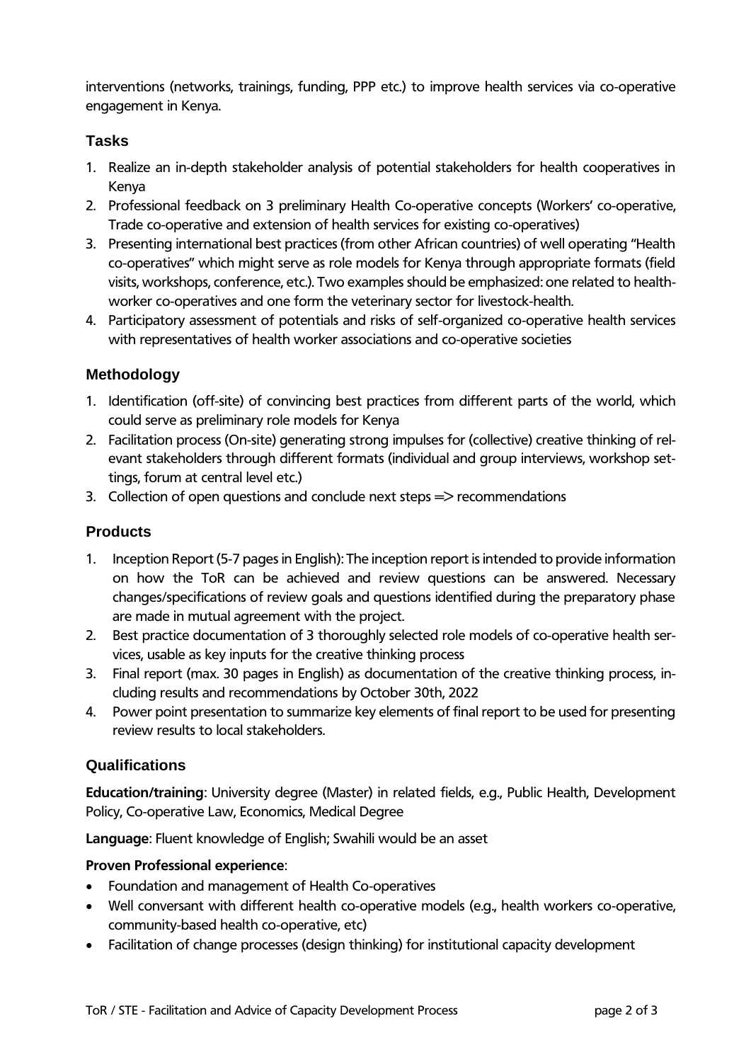interventions (networks, trainings, funding, PPP etc.) to improve health services via co-operative engagement in Kenya.

## Tasks

1. Realize an in-depth stakeholder analysis of potential stakeholders for health cooperatives in Kenya
2. Professional feedback on 3 preliminary Health Co-operative concepts (Workers' co-operative, Trade co-operative and extension of health services for existing co-operatives)
3. Presenting international best practices (from other African countries) of well operating "Health co-operatives" which might serve as role models for Kenya through appropriate formats (field visits, workshops, conference, etc.). Two examples should be emphasized: one related to health-worker co-operatives and one form the veterinary sector for livestock-health.
4. Participatory assessment of potentials and risks of self-organized co-operative health services with representatives of health worker associations and co-operative societies

## Methodology

1. Identification (off-site) of convincing best practices from different parts of the world, which could serve as preliminary role models for Kenya
2. Facilitation process (On-site) generating strong impulses for (collective) creative thinking of relevant stakeholders through different formats (individual and group interviews, workshop settings, forum at central level etc.)
3. Collection of open questions and conclude next steps => recommendations

## Products

1. Inception Report (5-7 pages in English): The inception report is intended to provide information on how the ToR can be achieved and review questions can be answered. Necessary changes/specifications of review goals and questions identified during the preparatory phase are made in mutual agreement with the project.
2. Best practice documentation of 3 thoroughly selected role models of co-operative health services, usable as key inputs for the creative thinking process
3. Final report (max. 30 pages in English) as documentation of the creative thinking process, including results and recommendations by October 30th, 2022
4. Power point presentation to summarize key elements of final report to be used for presenting review results to local stakeholders.

## Qualifications

**Education/training**: University degree (Master) in related fields, e.g., Public Health, Development Policy, Co-operative Law, Economics, Medical Degree

**Language**: Fluent knowledge of English; Swahili would be an asset

**Proven Professional experience**:

- Foundation and management of Health Co-operatives
- Well conversant with different health co-operative models (e.g., health workers co-operative, community-based health co-operative, etc)
- Facilitation of change processes (design thinking) for institutional capacity development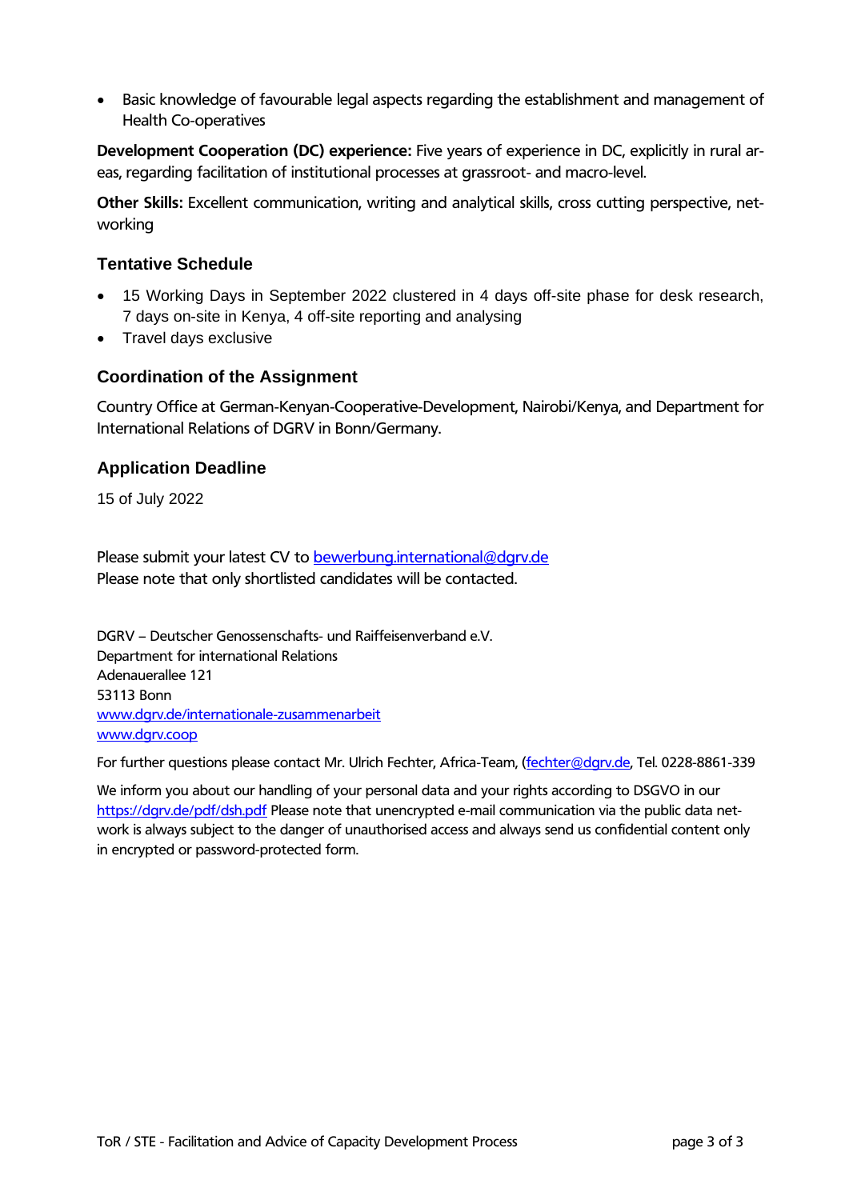- Basic knowledge of favourable legal aspects regarding the establishment and management of Health Co-operatives

**Development Cooperation (DC) experience:** Five years of experience in DC, explicitly in rural areas, regarding facilitation of institutional processes at grassroot- and macro-level.

**Other Skills:** Excellent communication, writing and analytical skills, cross cutting perspective, networking

## Tentative Schedule

- 15 Working Days in September 2022 clustered in 4 days off-site phase for desk research, 7 days on-site in Kenya, 4 off-site reporting and analysing
- Travel days exclusive

## Coordination of the Assignment

Country Office at German-Kenyan-Cooperative-Development, Nairobi/Kenya, and Department for International Relations of DGRV in Bonn/Germany.

## Application Deadline

15 of July 2022

Please submit your latest CV to bewerbung.international@dgrv.de
Please note that only shortlisted candidates will be contacted.

DGRV – Deutscher Genossenschafts- und Raiffeisenverband e.V.
Department for international Relations
Adenauerallee 121
53113 Bonn
www.dgrv.de/internationale-zusammenarbeit
www.dgrv.coop

For further questions please contact Mr. Ulrich Fechter, Africa-Team, (fechter@dgrv.de, Tel. 0228-8861-339

We inform you about our handling of your personal data and your rights according to DSGVO in our https://dgrv.de/pdf/dsh.pdf Please note that unencrypted e-mail communication via the public data network is always subject to the danger of unauthorised access and always send us confidential content only in encrypted or password-protected form.